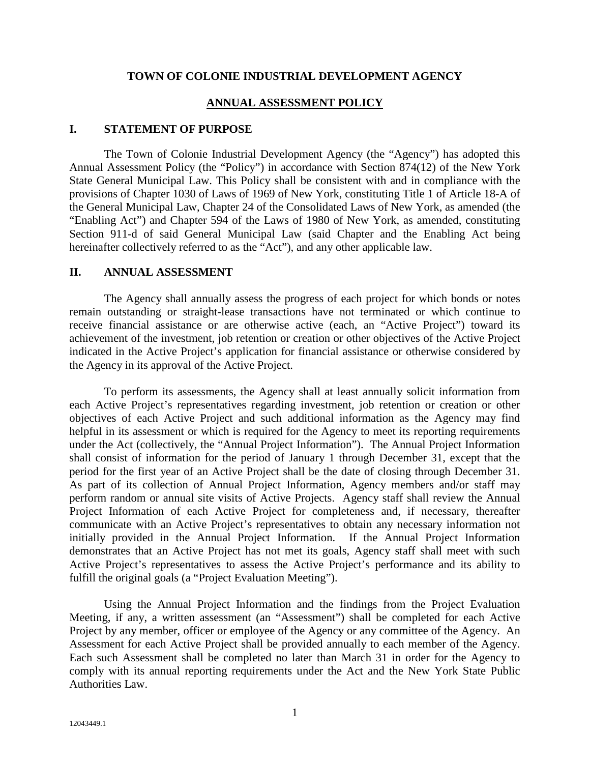# TOWN OF COLONIE INDUSTRIAL DEVELOPMENT AGENCY

## ANNUAL ASSESSMENT POLICY

## I. STATEMENT OF PURPOSE

The Town of Colonie Industrial Development Agency (the "Agency") has adopted this Annual Assessment Policy (the "Policy") in accordance with Section 874(12) of the New York State General Municipal Law. This Policy shall be consistent with and in compliance with the provisions of Chapter 1030 of Laws of 1969 of New York, constituting Title 1 of Article 18-A of the General Municipal Law, Chapter 24 of the Consolidated Laws of New York, as amended (the "Enabling Act") and Chapter 594 of the Laws of 1980 of New York, as amended, constituting Section 911-d of said General Municipal Law (said Chapter and the Enabling Act being hereinafter collectively referred to as the "Act"), and any other applicable law.

## II. ANNUAL ASSESSMENT

The Agency shall annually assess the progress of each project for which bonds or notes remain outstanding or straight-lease transactions have not terminated or which continue to receive financial assistance or are otherwise active (each, an "Active Project") toward its achievement of the investment, job retention or creation or other objectives of the Active Project indicated in the Active Project's application for financial assistance or otherwise considered by the Agency in its approval of the Active Project.

To perform its assessments, the Agency shall at least annually solicit information from each Active Project's representatives regarding investment, job retention or creation or other objectives of each Active Project and such additional information as the Agency may find helpful in its assessment or which is required for the Agency to meet its reporting requirements under the Act (collectively, the "Annual Project Information"). The Annual Project Information shall consist of information for the period of January 1 through December 31, except that the period for the first year of an Active Project shall be the date of closing through December 31. As part of its collection of Annual Project Information, Agency members and/or staff may perform random or annual site visits of Active Projects. Agency staff shall review the Annual Project Information of each Active Project for completeness and, if necessary, thereafter communicate with an Active Project's representatives to obtain any necessary information not initially provided in the Annual Project Information. If the Annual Project Information demonstrates that an Active Project has not met its goals, Agency staff shall meet with such Active Project's representatives to assess the Active Project's performance and its ability to fulfill the original goals (a "Project Evaluation Meeting").

Using the Annual Project Information and the findings from the Project Evaluation Meeting, if any, a written assessment (an "Assessment") shall be completed for each Active Project by any member, officer or employee of the Agency or any committee of the Agency. An Assessment for each Active Project shall be provided annually to each member of the Agency. Each such Assessment shall be completed no later than March 31 in order for the Agency to comply with its annual reporting requirements under the Act and the New York State Public Authorities Law.

12043449.1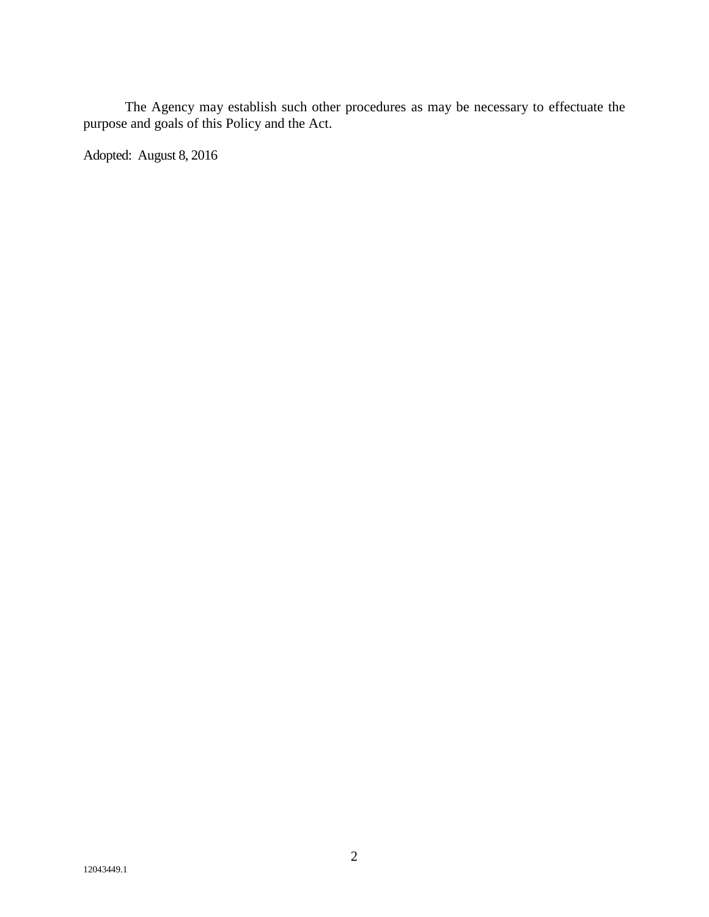The Agency may establish such other procedures as may be necessary to effectuate the purpose and goals of this Policy and the Act.

Adopted: August 8, 2016

12043449.1